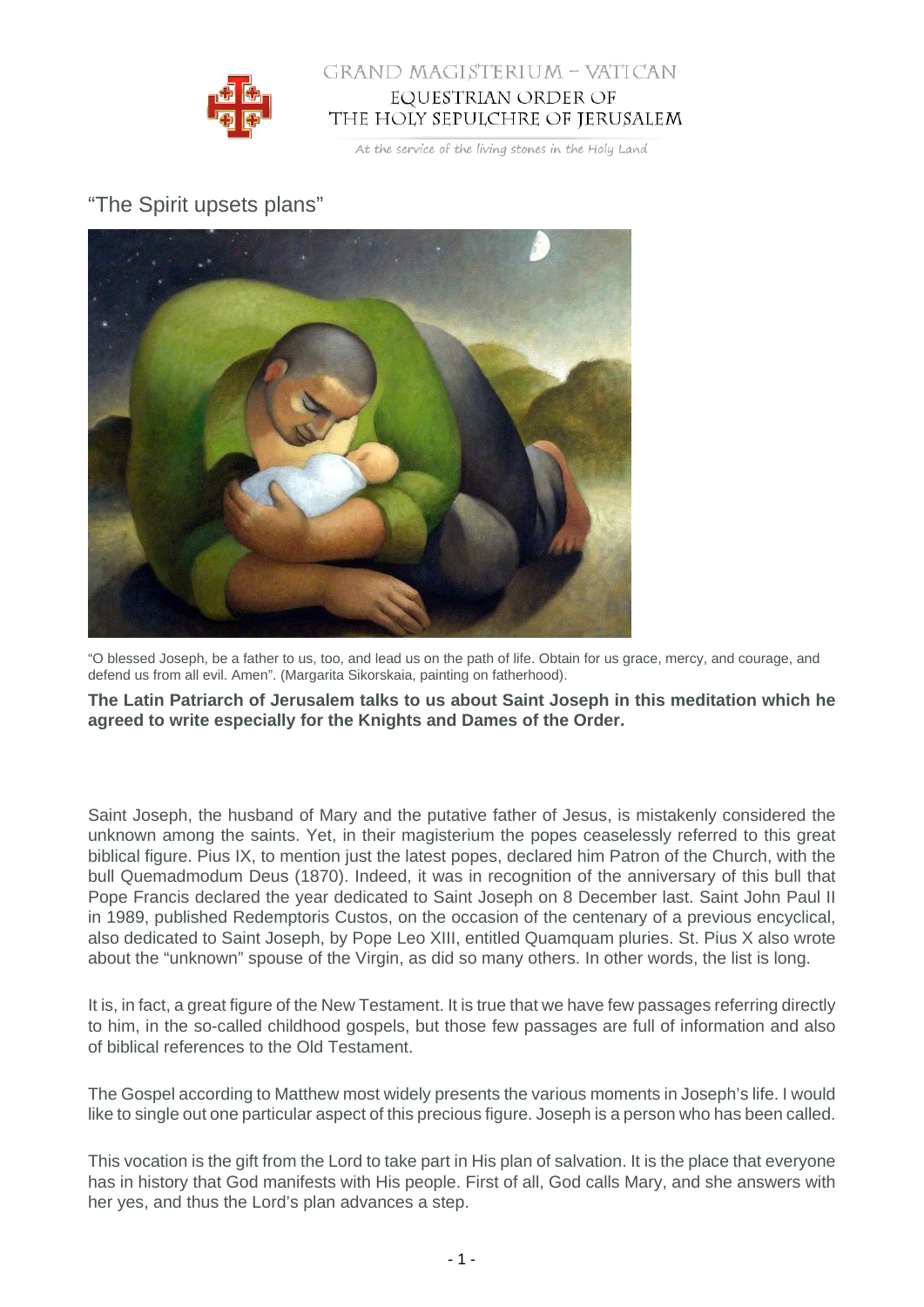# "The Spirit upsets plans"

"O blessed Joseph, be a father to us, too, and lead us on the path of life. Obtain for us grace, mercy, and courage, and defend us from all evil. Amen". (Margarita Sikorskaia, painting on fatherhood).

**The Latin Patriarch of Jerusalem talks to us about Saint Joseph in this meditation which he agreed to write especially for the Knights and Dames of the Order.**

Saint Joseph, the husband of Mary and the putative father of Jesus, is mistakenly considered the unknown among the saints. Yet, in their magisterium the popes ceaselessly referred to this great biblical figure. Pius IX, to mention just the latest popes, declared him Patron of the Church, with the bull Quemadmodum Deus (1870). Indeed, it was in recognition of the anniversary of this bull that Pope Francis declared the year dedicated to Saint Joseph on 8 December last. Saint John Paul II in 1989, published Redemptoris Custos, on the occasion of the centenary of a previous encyclical, also dedicated to Saint Joseph, by Pope Leo XIII, entitled Quamquam pluries. St. Pius X also wrote about the "unknown" spouse of the Virgin, as did so many others. In other words, the list is long.

It is, in fact, a great figure of the New Testament. It is true that we have few passages referring directly to him, in the so-called childhood gospels, but those few passages are full of information and also of biblical references to the Old Testament.

The Gospel according to Matthew most widely presents the various moments in Joseph's life. I would like to single out one particular aspect of this precious figure. Joseph is a person who has been called.

This vocation is the gift from the Lord to take part in His plan of salvation. It is the place that everyone has in history that God manifests with His people. First of all, God calls Mary, and she answers with her yes, and thus the Lord's plan advances a step.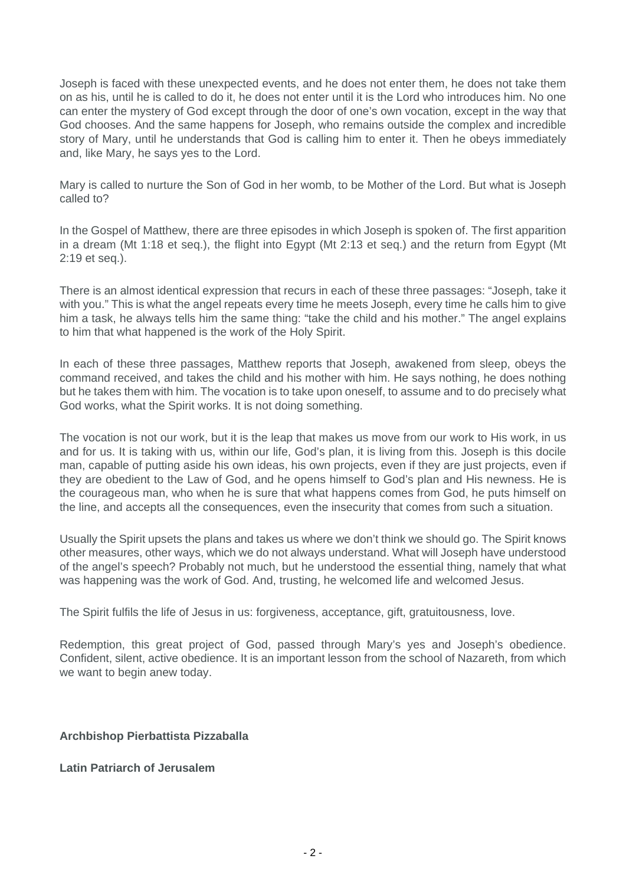Joseph is faced with these unexpected events, and he does not enter them, he does not take them on as his, until he is called to do it, he does not enter until it is the Lord who introduces him. No one can enter the mystery of God except through the door of one's own vocation, except in the way that God chooses. And the same happens for Joseph, who remains outside the complex and incredible story of Mary, until he understands that God is calling him to enter it. Then he obeys immediately and, like Mary, he says yes to the Lord.

Mary is called to nurture the Son of God in her womb, to be Mother of the Lord. But what is Joseph called to?

In the Gospel of Matthew, there are three episodes in which Joseph is spoken of. The first apparition in a dream (Mt 1:18 et seq.), the flight into Egypt (Mt 2:13 et seq.) and the return from Egypt (Mt 2:19 et seq.).

There is an almost identical expression that recurs in each of these three passages: "Joseph, take it with you." This is what the angel repeats every time he meets Joseph, every time he calls him to give him a task, he always tells him the same thing: "take the child and his mother." The angel explains to him that what happened is the work of the Holy Spirit.

In each of these three passages, Matthew reports that Joseph, awakened from sleep, obeys the command received, and takes the child and his mother with him. He says nothing, he does nothing but he takes them with him. The vocation is to take upon oneself, to assume and to do precisely what God works, what the Spirit works. It is not doing something.

The vocation is not our work, but it is the leap that makes us move from our work to His work, in us and for us. It is taking with us, within our life, God's plan, it is living from this. Joseph is this docile man, capable of putting aside his own ideas, his own projects, even if they are just projects, even if they are obedient to the Law of God, and he opens himself to God's plan and His newness. He is the courageous man, who when he is sure that what happens comes from God, he puts himself on the line, and accepts all the consequences, even the insecurity that comes from such a situation.

Usually the Spirit upsets the plans and takes us where we don't think we should go. The Spirit knows other measures, other ways, which we do not always understand. What will Joseph have understood of the angel's speech? Probably not much, but he understood the essential thing, namely that what was happening was the work of God. And, trusting, he welcomed life and welcomed Jesus.

The Spirit fulfils the life of Jesus in us: forgiveness, acceptance, gift, gratuitousness, love.

Redemption, this great project of God, passed through Mary's yes and Joseph's obedience. Confident, silent, active obedience. It is an important lesson from the school of Nazareth, from which we want to begin anew today.

**Archbishop Pierbattista Pizzaballa**

**Latin Patriarch of Jerusalem**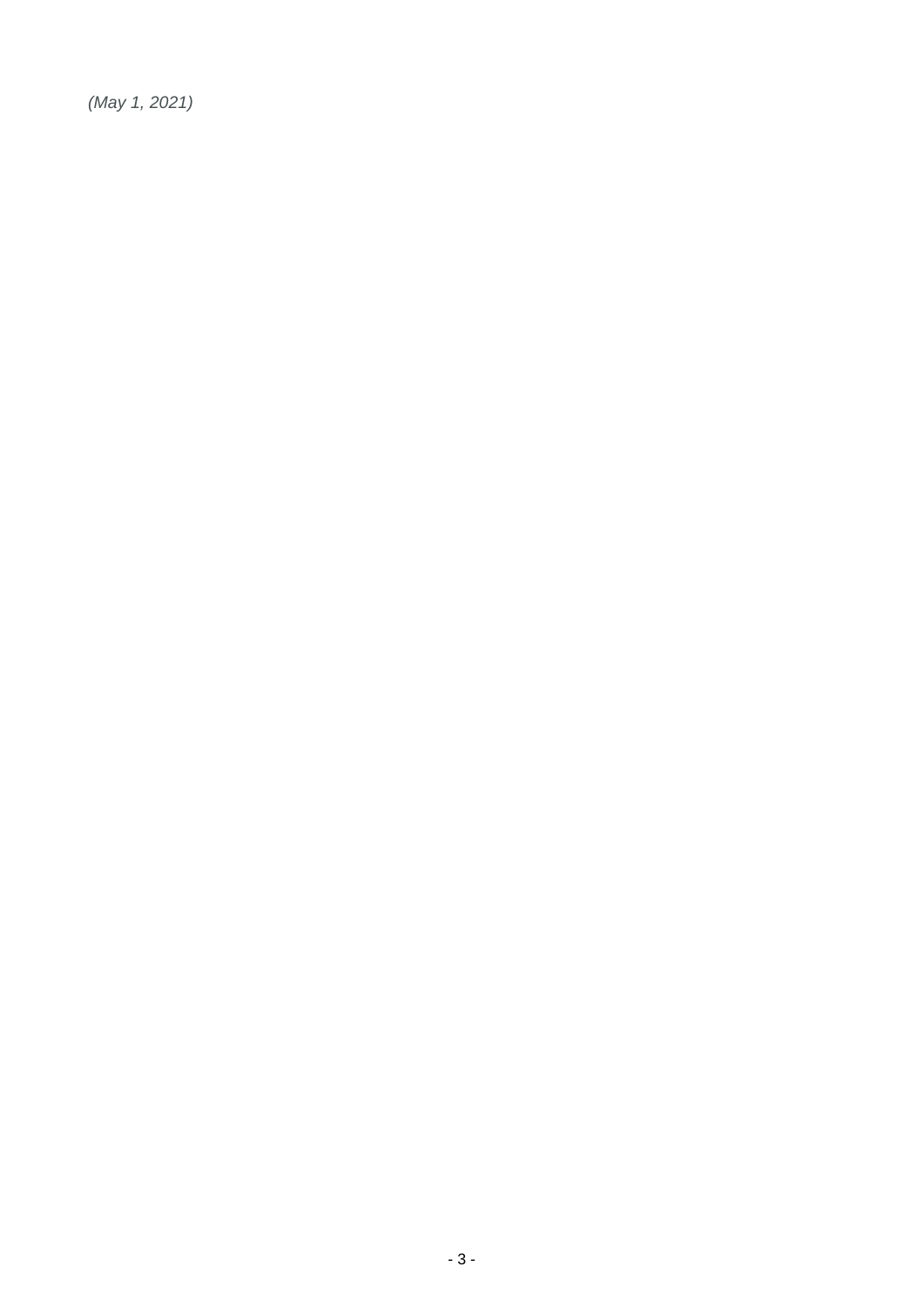*(May 1, 2021)*